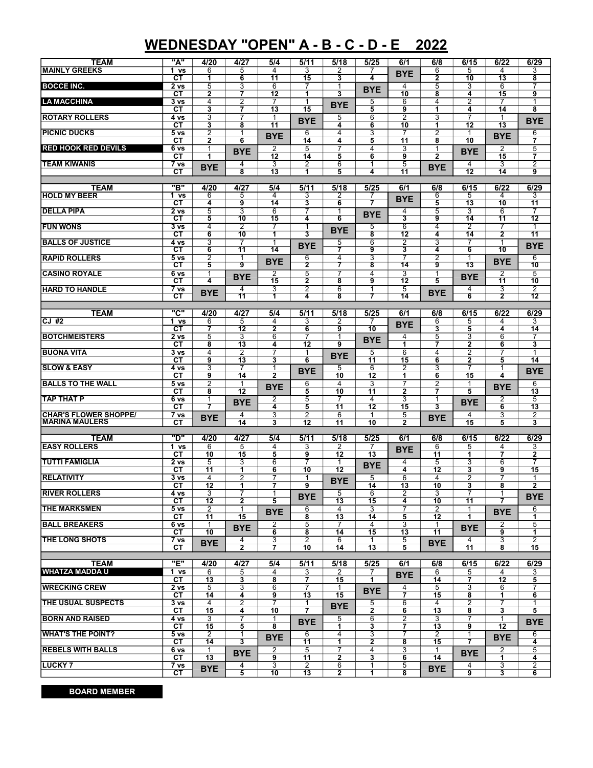# WEDNESDAY "OPEN" A - B - C - D - E 2022

| TEAM | "A" | 4/20 | 4/27 | 5/4 | 5/11 | 5/18 | 5/25 | 6/1 | 6/8 | 6/15 | 6/22 | 6/29 |
|---|---|---|---|---|---|---|---|---|---|---|---|---|
| MAINLY GREEKS | 1 vs | 6 | 5 | 4 | 3 | 2 | 7 | BYE | 6 | 5 | 4 | 3 |
| | CT | 1 | 6 | 11 | 15 | 3 | 4 | | 2 | 10 | 13 | 8 |
| BOCCE INC. | 2 vs | 5 | 3 | 6 | 7 | 1 | BYE | 4 | 5 | 3 | 6 | 7 |
| | CT | 2 | 7 | 12 | 1 | 3 | | 10 | 8 | 4 | 15 | 9 |
| LA MACCHINA | 3 vs | 4 | 2 | 7 | 1 | BYE | 5 | 6 | 4 | 2 | 7 | 1 |
| | CT | 3 | 7 | 13 | 15 | | 5 | 9 | 1 | 4 | 14 | 8 |
| ROTARY ROLLERS | 4 vs | 3 | 7 | 1 | BYE | 5 | 6 | 2 | 3 | 7 | 1 | BYE |
| | CT | 3 | 8 | 11 | | 4 | 6 | 10 | 1 | 12 | 13 | |
| PICNIC DUCKS | 5 vs | 2 | 1 | BYE | 6 | 4 | 3 | 7 | 2 | 1 | BYE | 6 |
| | CT | 2 | 6 | | 14 | 4 | 5 | 11 | 8 | 10 | | 7 |
| RED HOOK RED DEVILS | 6 vs | 1 | BYE | 2 | 5 | 7 | 4 | 3 | 1 | BYE | 2 | 5 |
| | CT | 1 | | 12 | 14 | 5 | 6 | 9 | 2 | | 15 | 7 |
| TEAM KIWANIS | 7 vs | BYE | 4 | 3 | 2 | 6 | 1 | 5 | BYE | 4 | 3 | 2 |
| | CT | | 8 | 13 | 1 | 5 | 4 | 11 | | 12 | 14 | 9 |

| TEAM | "B" | 4/20 | 4/27 | 5/4 | 5/11 | 5/18 | 5/25 | 6/1 | 6/8 | 6/15 | 6/22 | 6/29 |
|---|---|---|---|---|---|---|---|---|---|---|---|---|
| HOLD MY BEER | 1 vs | 6 | 5 | 4 | 3 | 2 | 7 | BYE | 6 | 5 | 4 | 3 |
| | CT | 4 | 9 | 14 | 3 | 6 | 7 | | 5 | 13 | 10 | 11 |
| DELLA PIPA | 2 vs | 5 | 3 | 6 | 7 | 1 | BYE | 4 | 5 | 3 | 6 | 7 |
| | CT | 5 | 10 | 15 | 4 | 6 | | 3 | 9 | 14 | 11 | 12 |
| FUN WONS | 3 vs | 4 | 2 | 7 | 1 | BYE | 5 | 6 | 4 | 2 | 7 | 1 |
| | CT | 6 | 10 | 1 | 3 | | 8 | 12 | 4 | 14 | 2 | 11 |
| BALLS OF JUSTICE | 4 vs | 3 | 7 | 1 | BYE | 5 | 6 | 2 | 3 | 7 | 1 | BYE |
| | CT | 6 | 11 | 14 | | 7 | 9 | 3 | 4 | 6 | 10 | |
| RAPID ROLLERS | 5 vs | 2 | 1 | BYE | 6 | 4 | 3 | 7 | 2 | 1 | BYE | 6 |
| | CT | 5 | 9 | | 2 | 7 | 8 | 14 | 9 | 13 | | 10 |
| CASINO ROYALE | 6 vs | 1 | BYE | 2 | 5 | 7 | 4 | 3 | 1 | BYE | 2 | 5 |
| | CT | 4 | | 15 | 2 | 8 | 9 | 12 | 5 | | 11 | 10 |
| HARD TO HANDLE | 7 vs | BYE | 4 | 3 | 2 | 6 | 1 | 5 | BYE | 4 | 3 | 2 |
| | CT | | 11 | 1 | 4 | 8 | 7 | 14 | | 6 | 2 | 12 |

| TEAM | "C" | 4/20 | 4/27 | 5/4 | 5/11 | 5/18 | 5/25 | 6/1 | 6/8 | 6/15 | 6/22 | 6/29 |
|---|---|---|---|---|---|---|---|---|---|---|---|---|
| CJ #2 | 1 vs | 6 | 5 | 4 | 3 | 2 | 7 | BYE | 6 | 5 | 4 | 3 |
| | CT | 7 | 12 | 2 | 6 | 9 | 10 | | 3 | 5 | 4 | 14 |
| BOTCHMEISTERS | 2 vs | 5 | 3 | 6 | 7 | 1 | BYE | 4 | 5 | 3 | 6 | 7 |
| | CT | 8 | 13 | 4 | 12 | 9 | | 1 | 7 | 2 | 6 | 3 |
| BUONA VITA | 3 vs | 4 | 2 | 7 | 1 | BYE | 5 | 6 | 4 | 2 | 7 | 1 |
| | CT | 9 | 13 | 3 | 6 | | 11 | 15 | 6 | 2 | 5 | 14 |
| SLOW & EASY | 4 vs | 3 | 7 | 1 | BYE | 5 | 6 | 2 | 3 | 7 | 1 | BYE |
| | CT | 9 | 14 | 2 | | 10 | 12 | 1 | 6 | 15 | 4 | |
| BALLS TO THE WALL | 5 vs | 2 | 1 | BYE | 6 | 4 | 3 | 7 | 2 | 1 | BYE | 6 |
| | CT | 8 | 12 | | 5 | 10 | 11 | 2 | 7 | 1 | | 13 |
| TAP THAT P | 6 vs | 1 | BYE | 2 | 5 | 7 | 4 | 3 | 1 | BYE | 2 | 5 |
| | CT | 7 | | 4 | 5 | 11 | 12 | 15 | 3 | | 6 | 13 |
| CHAR'S FLOWER SHOPPE/ MARINA MAULERS | 7 vs | BYE | 4 | 3 | 2 | 6 | 1 | 5 | BYE | 4 | 3 | 2 |
| | CT | | 14 | 3 | 12 | 11 | 10 | 2 | | 15 | 5 | 3 |

| TEAM | "D" | 4/20 | 4/27 | 5/4 | 5/11 | 5/18 | 5/25 | 6/1 | 6/8 | 6/15 | 6/22 | 6/29 |
|---|---|---|---|---|---|---|---|---|---|---|---|---|
| EASY ROLLERS | 1 vs | 6 | 5 | 4 | 3 | 2 | 7 | BYE | 6 | 5 | 4 | 3 |
| | CT | 10 | 15 | 5 | 9 | 12 | 13 | | 11 | 1 | 7 | 2 |
| TUTTI FAMIGLIA | 2 vs | 5 | 3 | 6 | 7 | 1 | BYE | 4 | 5 | 3 | 6 | 7 |
| | CT | 11 | 1 | 6 | 10 | 12 | | 4 | 12 | 3 | 9 | 15 |
| RELATIVITY | 3 vs | 4 | 2 | 7 | 1 | BYE | 5 | 6 | 4 | 2 | 7 | 1 |
| | CT | 12 | 1 | 7 | 9 | | 14 | 13 | 10 | 3 | 8 | 2 |
| RIVER ROLLERS | 4 vs | 3 | 7 | 1 | BYE | 5 | 6 | 2 | 3 | 7 | 1 | BYE |
| | CT | 12 | 2 | 5 | | 13 | 15 | 4 | 10 | 11 | 7 | |
| THE MARKSMEN | 5 vs | 2 | 1 | BYE | 6 | 4 | 3 | 7 | 2 | 1 | BYE | 6 |
| | CT | 11 | 15 | | 8 | 13 | 14 | 5 | 12 | 1 | | 1 |
| BALL BREAKERS | 6 vs | 1 | BYE | 2 | 5 | 7 | 4 | 3 | 1 | BYE | 2 | 5 |
| | CT | 10 | | 6 | 8 | 14 | 15 | 13 | 11 | | 9 | 1 |
| THE LONG SHOTS | 7 vs | BYE | 4 | 3 | 2 | 6 | 1 | 5 | BYE | 4 | 3 | 2 |
| | CT | | 2 | 7 | 10 | 14 | 13 | 5 | | 11 | 8 | 15 |

| TEAM | "E" | 4/20 | 4/27 | 5/4 | 5/11 | 5/18 | 5/25 | 6/1 | 6/8 | 6/15 | 6/22 | 6/29 |
|---|---|---|---|---|---|---|---|---|---|---|---|---|
| WHATZA MADDA U | 1 vs | 6 | 5 | 4 | 3 | 2 | 7 | BYE | 6 | 5 | 4 | 3 |
| | CT | 13 | 3 | 8 | 7 | 15 | 1 | | 14 | 7 | 12 | 5 |
| WRECKING CREW | 2 vs | 5 | 3 | 6 | 7 | 1 | BYE | 4 | 5 | 3 | 6 | 7 |
| | CT | 14 | 4 | 9 | 13 | 15 | | 7 | 15 | 8 | 1 | 6 |
| THE USUAL SUSPECTS | 3 vs | 4 | 2 | 7 | 1 | BYE | 5 | 6 | 4 | 2 | 7 | 1 |
| | CT | 15 | 4 | 10 | 7 | | 2 | 6 | 13 | 8 | 3 | 5 |
| BORN AND RAISED | 4 vs | 3 | 7 | 1 | BYE | 5 | 6 | 2 | 3 | 7 | 1 | BYE |
| | CT | 15 | 5 | 8 | | 1 | 3 | 7 | 13 | 9 | 12 | |
| WHAT'S THE POINT? | 5 vs | 2 | 1 | BYE | 6 | 4 | 3 | 7 | 2 | 1 | BYE | 6 |
| | CT | 14 | 3 | | 11 | 1 | 2 | 8 | 15 | 7 | | 4 |
| REBELS WITH BALLS | 6 vs | 1 | BYE | 2 | 5 | 7 | 4 | 3 | 1 | BYE | 2 | 5 |
| | CT | 13 | | 9 | 11 | 2 | 3 | 6 | 14 | | 1 | 4 |
| LUCKY 7 | 7 vs | BYE | 4 | 3 | 2 | 6 | 1 | 5 | BYE | 4 | 3 | 2 |
| | CT | | 5 | 10 | 13 | 2 | 1 | 8 | | 9 | 3 | 6 |

BOARD MEMBER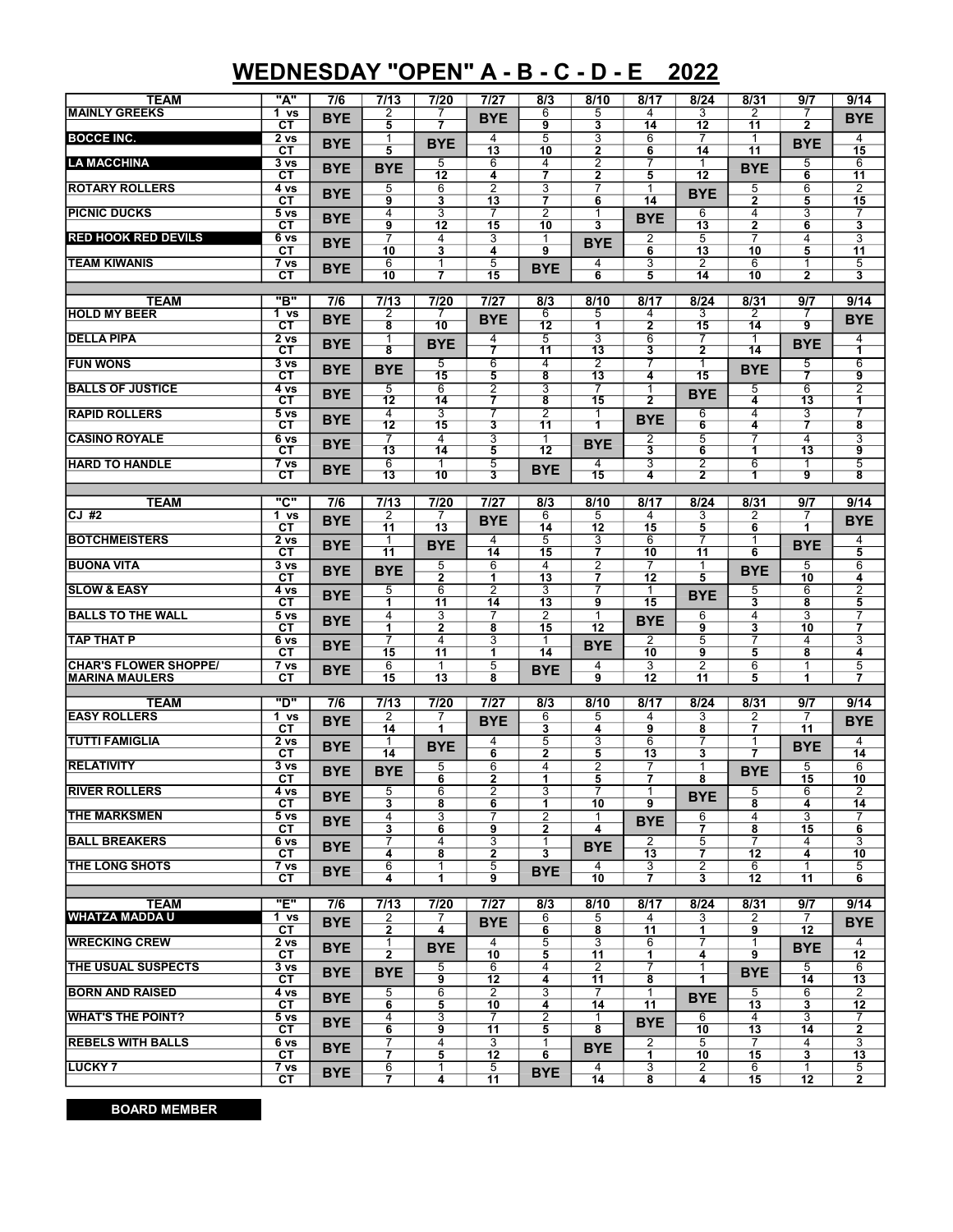# WEDNESDAY "OPEN" A - B - C - D - E 2022

| TEAM | "A" | 7/6 | 7/13 | 7/20 | 7/27 | 8/3 | 8/10 | 8/17 | 8/24 | 8/31 | 9/7 | 9/14 |
|---|---|---|---|---|---|---|---|---|---|---|---|---|
| MAINLY GREEKS | 1 vs | BYE | 2 | 7 | BYE | 6 | 5 | 4 | 3 | 2 | 7 | BYE |
| | CT | | 5 | 7 | | 9 | 3 | 14 | 12 | 11 | 2 | |
| BOCCE INC. | 2 vs | BYE | 1 | BYE | 4 | 5 | 3 | 6 | 7 | 1 | BYE | 4 |
| | CT | | 5 | | 13 | 10 | 2 | 6 | 14 | 11 | | 15 |
| LA MACCHINA | 3 vs | BYE | BYE | 5 | 6 | 4 | 2 | 7 | 1 | BYE | 5 | 6 |
| | CT | | | 12 | 4 | 7 | 2 | 5 | 12 | | 6 | 11 |
| ROTARY ROLLERS | 4 vs | BYE | 5 | 6 | 2 | 3 | 7 | 1 | BYE | 5 | 6 | 2 |
| | CT | | 9 | 3 | 13 | 7 | 6 | 14 | | 2 | 5 | 15 |
| PICNIC DUCKS | 5 vs | BYE | 4 | 3 | 7 | 2 | 1 | BYE | 6 | 4 | 3 | 7 |
| | CT | | 9 | 12 | 15 | 10 | 3 | | 13 | 2 | 6 | 3 |
| RED HOOK RED DEVILS | 6 vs | BYE | 7 | 4 | 3 | 1 | BYE | 2 | 5 | 7 | 4 | 3 |
| | CT | | 10 | 3 | 4 | 9 | | 6 | 13 | 10 | 5 | 11 |
| TEAM KIWANIS | 7 vs | BYE | 6 | 1 | 5 | BYE | 4 | 3 | 2 | 6 | 1 | 5 |
| | CT | | 10 | 7 | 15 | | 6 | 5 | 14 | 10 | 2 | 3 |

| TEAM | "B" | 7/6 | 7/13 | 7/20 | 7/27 | 8/3 | 8/10 | 8/17 | 8/24 | 8/31 | 9/7 | 9/14 |
|---|---|---|---|---|---|---|---|---|---|---|---|---|
| HOLD MY BEER | 1 vs | BYE | 2 | 7 | BYE | 6 | 5 | 4 | 3 | 2 | 7 | BYE |
| | CT | | 8 | 10 | | 12 | 1 | 2 | 15 | 14 | 9 | |
| DELLA PIPA | 2 vs | BYE | 1 | BYE | 4 | 5 | 3 | 6 | 7 | 1 | BYE | 4 |
| | CT | | 8 | | 7 | 11 | 13 | 3 | 2 | 14 | | 1 |
| FUN WONS | 3 vs | BYE | BYE | 5 | 6 | 4 | 2 | 7 | 1 | BYE | 5 | 6 |
| | CT | | | 15 | 5 | 8 | 13 | 4 | 15 | | 7 | 9 |
| BALLS OF JUSTICE | 4 vs | BYE | 5 | 6 | 2 | 3 | 7 | 1 | BYE | 5 | 6 | 2 |
| | CT | | 12 | 14 | 7 | 8 | 15 | 2 | | 4 | 13 | 1 |
| RAPID ROLLERS | 5 vs | BYE | 4 | 3 | 7 | 2 | 1 | BYE | 6 | 4 | 3 | 7 |
| | CT | | 12 | 15 | 3 | 11 | 1 | | 6 | 4 | 7 | 8 |
| CASINO ROYALE | 6 vs | BYE | 7 | 4 | 3 | 1 | BYE | 2 | 5 | 7 | 4 | 3 |
| | CT | | 13 | 14 | 5 | 12 | | 3 | 6 | 1 | 13 | 9 |
| HARD TO HANDLE | 7 vs | BYE | 6 | 1 | 5 | BYE | 4 | 3 | 2 | 6 | 1 | 5 |
| | CT | | 13 | 10 | 3 | | 15 | 4 | 2 | 1 | 9 | 8 |

| TEAM | "C" | 7/6 | 7/13 | 7/20 | 7/27 | 8/3 | 8/10 | 8/17 | 8/24 | 8/31 | 9/7 | 9/14 |
|---|---|---|---|---|---|---|---|---|---|---|---|---|
| CJ #2 | 1 vs | BYE | 2 | 7 | BYE | 6 | 5 | 4 | 3 | 2 | 7 | BYE |
| | CT | | 11 | 13 | | 14 | 12 | 15 | 5 | 6 | 1 | |
| BOTCHMEISTERS | 2 vs | BYE | 1 | BYE | 4 | 5 | 3 | 6 | 7 | 1 | BYE | 4 |
| | CT | | 11 | | 14 | 15 | 7 | 10 | 11 | 6 | | 5 |
| BUONA VITA | 3 vs | BYE | BYE | 5 | 6 | 4 | 2 | 7 | 1 | BYE | 5 | 6 |
| | CT | | | 2 | 1 | 13 | 7 | 12 | 5 | | 10 | 4 |
| SLOW & EASY | 4 vs | BYE | 5 | 6 | 2 | 3 | 7 | 1 | BYE | 5 | 6 | 2 |
| | CT | | 1 | 11 | 14 | 13 | 9 | 15 | | 3 | 8 | 5 |
| BALLS TO THE WALL | 5 vs | BYE | 4 | 3 | 7 | 2 | 1 | BYE | 6 | 4 | 3 | 7 |
| | CT | | 1 | 2 | 8 | 15 | 12 | | 9 | 3 | 10 | 7 |
| TAP THAT P | 6 vs | BYE | 7 | 4 | 3 | 1 | BYE | 2 | 5 | 7 | 4 | 3 |
| | CT | | 15 | 11 | 1 | 14 | | 10 | 9 | 5 | 8 | 4 |
| CHAR'S FLOWER SHOPPE/ | 7 vs | BYE | 6 | 1 | 5 | BYE | 4 | 3 | 2 | 6 | 1 | 5 |
| MARINA MAULERS | CT | | 15 | 13 | 8 | | 9 | 12 | 11 | 5 | 1 | 7 |

| TEAM | "D" | 7/6 | 7/13 | 7/20 | 7/27 | 8/3 | 8/10 | 8/17 | 8/24 | 8/31 | 9/7 | 9/14 |
|---|---|---|---|---|---|---|---|---|---|---|---|---|
| EASY ROLLERS | 1 vs | BYE | 2 | 7 | BYE | 6 | 5 | 4 | 3 | 2 | 7 | BYE |
| | CT | | 14 | 1 | | 3 | 4 | 9 | 8 | 7 | 11 | |
| TUTTI FAMIGLIA | 2 vs | BYE | 1 | BYE | 4 | 5 | 3 | 6 | 7 | 1 | BYE | 4 |
| | CT | | 14 | | 6 | 2 | 5 | 13 | 3 | 7 | | 14 |
| RELATIVITY | 3 vs | BYE | BYE | 5 | 6 | 4 | 2 | 7 | 1 | BYE | 5 | 6 |
| | CT | | | 6 | 2 | 1 | 5 | 7 | 8 | | 15 | 10 |
| RIVER ROLLERS | 4 vs | BYE | 5 | 6 | 2 | 3 | 7 | 1 | BYE | 5 | 6 | 2 |
| | CT | | 3 | 8 | 6 | 1 | 10 | 9 | | 8 | 4 | 14 |
| THE MARKSMEN | 5 vs | BYE | 4 | 3 | 7 | 2 | 1 | BYE | 6 | 4 | 3 | 7 |
| | CT | | 3 | 6 | 9 | 2 | 4 | | 7 | 8 | 15 | 6 |
| BALL BREAKERS | 6 vs | BYE | 7 | 4 | 3 | 1 | BYE | 2 | 5 | 7 | 4 | 3 |
| | CT | | 4 | 8 | 2 | 3 | | 13 | 7 | 12 | 4 | 10 |
| THE LONG SHOTS | 7 vs | BYE | 6 | 1 | 5 | BYE | 4 | 3 | 2 | 6 | 1 | 5 |
| | CT | | 4 | 1 | 9 | | 10 | 7 | 3 | 12 | 11 | 6 |

| TEAM | "E" | 7/6 | 7/13 | 7/20 | 7/27 | 8/3 | 8/10 | 8/17 | 8/24 | 8/31 | 9/7 | 9/14 |
|---|---|---|---|---|---|---|---|---|---|---|---|---|
| WHATZA MADDA U | 1 vs | BYE | 2 | 7 | BYE | 6 | 5 | 4 | 3 | 2 | 7 | BYE |
| | CT | | 2 | 4 | | 6 | 8 | 11 | 1 | 9 | 12 | |
| WRECKING CREW | 2 vs | BYE | 1 | BYE | 4 | 5 | 3 | 6 | 7 | 1 | BYE | 4 |
| | CT | | 2 | | 10 | 5 | 11 | 1 | 4 | 9 | | 12 |
| THE USUAL SUSPECTS | 3 vs | BYE | BYE | 5 | 6 | 4 | 2 | 7 | 1 | BYE | 5 | 6 |
| | CT | | | 9 | 12 | 4 | 11 | 8 | 1 | | 14 | 13 |
| BORN AND RAISED | 4 vs | BYE | 5 | 6 | 2 | 3 | 7 | 1 | BYE | 5 | 6 | 2 |
| | CT | | 6 | 5 | 10 | 4 | 14 | 11 | | 13 | 3 | 12 |
| WHAT'S THE POINT? | 5 vs | BYE | 4 | 3 | 7 | 2 | 1 | BYE | 6 | 4 | 3 | 7 |
| | CT | | 6 | 9 | 11 | 5 | 8 | | 10 | 13 | 14 | 2 |
| REBELS WITH BALLS | 6 vs | BYE | 7 | 4 | 3 | 1 | BYE | 2 | 5 | 7 | 4 | 3 |
| | CT | | 7 | 5 | 12 | 6 | | 1 | 10 | 15 | 3 | 13 |
| LUCKY 7 | 7 vs | BYE | 6 | 1 | 5 | BYE | 4 | 3 | 2 | 6 | 1 | 5 |
| | CT | | 7 | 4 | 11 | | 14 | 8 | 4 | 15 | 12 | 2 |

BOARD MEMBER